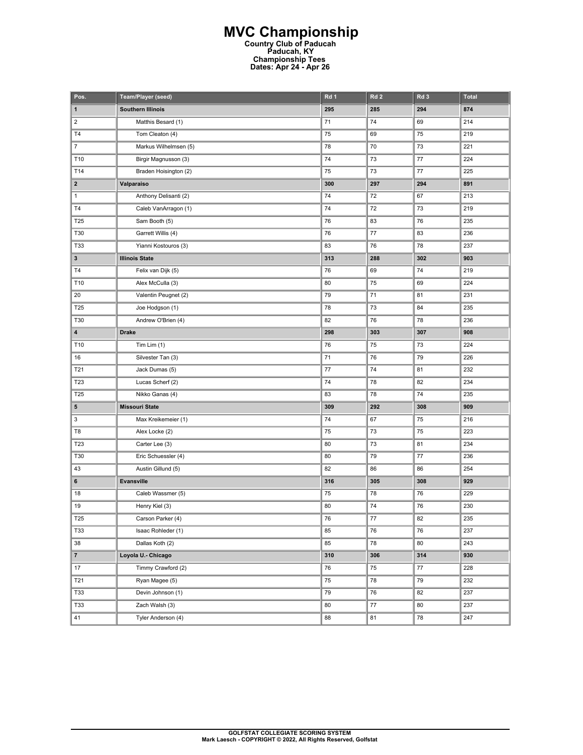# MVC Championship

**Country Club of Paducah**
**Paducah, KY**
**Championship Tees**
**Dates: Apr 24 - Apr 26**

| Pos. | Team/Player (seed) | Rd 1 | Rd 2 | Rd 3 | Total |
|---|---|---|---|---|---|
| **1** | **Southern Illinois** | **295** | **285** | **294** | **874** |
| 2 | Matthis Besard (1) | 71 | 74 | 69 | 214 |
| T4 | Tom Cleaton (4) | 75 | 69 | 75 | 219 |
| 7 | Markus Wilhelmsen (5) | 78 | 70 | 73 | 221 |
| T10 | Birgir Magnusson (3) | 74 | 73 | 77 | 224 |
| T14 | Braden Hoisington (2) | 75 | 73 | 77 | 225 |
| **2** | **Valparaiso** | **300** | **297** | **294** | **891** |
| 1 | Anthony Delisanti (2) | 74 | 72 | 67 | 213 |
| T4 | Caleb VanArragon (1) | 74 | 72 | 73 | 219 |
| T25 | Sam Booth (5) | 76 | 83 | 76 | 235 |
| T30 | Garrett Willis (4) | 76 | 77 | 83 | 236 |
| T33 | Yianni Kostouros (3) | 83 | 76 | 78 | 237 |
| **3** | **Illinois State** | **313** | **288** | **302** | **903** |
| T4 | Felix van Dijk (5) | 76 | 69 | 74 | 219 |
| T10 | Alex McCulla (3) | 80 | 75 | 69 | 224 |
| 20 | Valentin Peugnet (2) | 79 | 71 | 81 | 231 |
| T25 | Joe Hodgson (1) | 78 | 73 | 84 | 235 |
| T30 | Andrew O'Brien (4) | 82 | 76 | 78 | 236 |
| **4** | **Drake** | **298** | **303** | **307** | **908** |
| T10 | Tim Lim (1) | 76 | 75 | 73 | 224 |
| 16 | Silvester Tan (3) | 71 | 76 | 79 | 226 |
| T21 | Jack Dumas (5) | 77 | 74 | 81 | 232 |
| T23 | Lucas Scherf (2) | 74 | 78 | 82 | 234 |
| T25 | Nikko Ganas (4) | 83 | 78 | 74 | 235 |
| **5** | **Missouri State** | **309** | **292** | **308** | **909** |
| 3 | Max Kreikemeier (1) | 74 | 67 | 75 | 216 |
| T8 | Alex Locke (2) | 75 | 73 | 75 | 223 |
| T23 | Carter Lee (3) | 80 | 73 | 81 | 234 |
| T30 | Eric Schuessler (4) | 80 | 79 | 77 | 236 |
| 43 | Austin Gillund (5) | 82 | 86 | 86 | 254 |
| **6** | **Evansville** | **316** | **305** | **308** | **929** |
| 18 | Caleb Wassmer (5) | 75 | 78 | 76 | 229 |
| 19 | Henry Kiel (3) | 80 | 74 | 76 | 230 |
| T25 | Carson Parker (4) | 76 | 77 | 82 | 235 |
| T33 | Isaac Rohleder (1) | 85 | 76 | 76 | 237 |
| 38 | Dallas Koth (2) | 85 | 78 | 80 | 243 |
| **7** | **Loyola U.- Chicago** | **310** | **306** | **314** | **930** |
| 17 | Timmy Crawford (2) | 76 | 75 | 77 | 228 |
| T21 | Ryan Magee (5) | 75 | 78 | 79 | 232 |
| T33 | Devin Johnson (1) | 79 | 76 | 82 | 237 |
| T33 | Zach Walsh (3) | 80 | 77 | 80 | 237 |
| 41 | Tyler Anderson (4) | 88 | 81 | 78 | 247 |

**GOLFSTAT COLLEGIATE SCORING SYSTEM**
**Mark Laesch - COPYRIGHT © 2022, All Rights Reserved, Golfstat**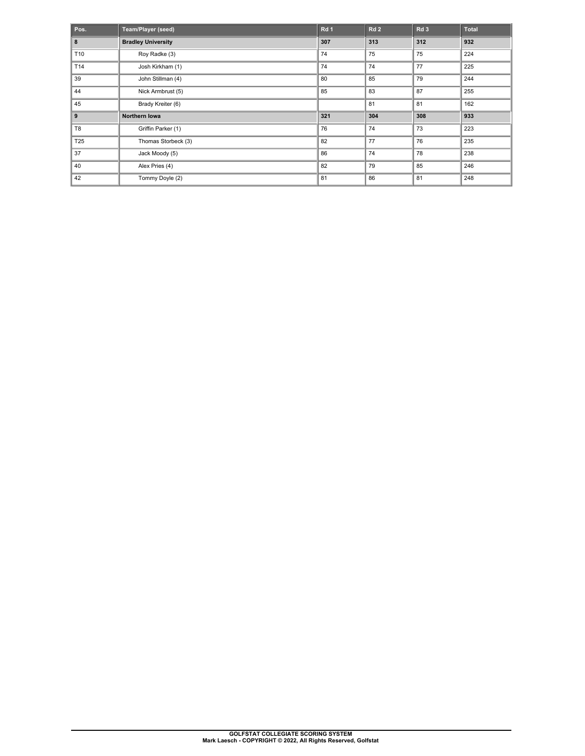| Pos. | Team/Player (seed) | Rd 1 | Rd 2 | Rd 3 | Total |
|---|---|---|---|---|---|
| **8** | **Bradley University** | **307** | **313** | **312** | **932** |
| T10 | Roy Radke (3) | 74 | 75 | 75 | 224 |
| T14 | Josh Kirkham (1) | 74 | 74 | 77 | 225 |
| 39 | John Stillman (4) | 80 | 85 | 79 | 244 |
| 44 | Nick Armbrust (5) | 85 | 83 | 87 | 255 |
| 45 | Brady Kreiter (6) | | 81 | 81 | 162 |
| **9** | **Northern Iowa** | **321** | **304** | **308** | **933** |
| T8 | Griffin Parker (1) | 76 | 74 | 73 | 223 |
| T25 | Thomas Storbeck (3) | 82 | 77 | 76 | 235 |
| 37 | Jack Moody (5) | 86 | 74 | 78 | 238 |
| 40 | Alex Pries (4) | 82 | 79 | 85 | 246 |
| 42 | Tommy Doyle (2) | 81 | 86 | 81 | 248 |

**GOLFSTAT COLLEGIATE SCORING SYSTEM**
**Mark Laesch - COPYRIGHT © 2022, All Rights Reserved, Golfstat**